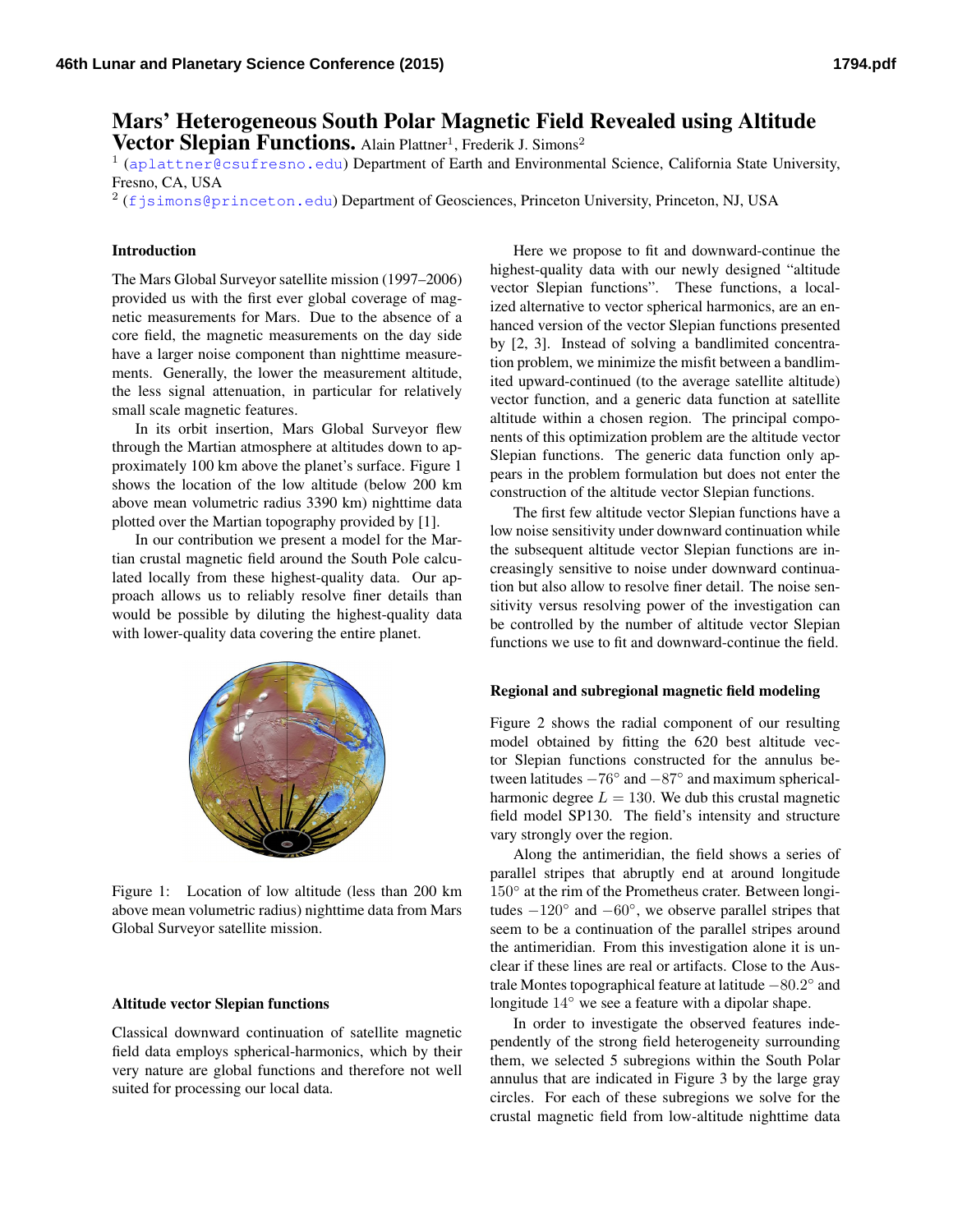# Mars' Heterogeneous South Polar Magnetic Field Revealed using Altitude Vector Slepian Functions.

Alain Plattner[1], Frederik J. Simons[2]

[1] (aplattner@csufresno.edu) Department of Earth and Environmental Science, California State University, Fresno, CA, USA

[2] (fjsimons@princeton.edu) Department of Geosciences, Princeton University, Princeton, NJ, USA

## Introduction

The Mars Global Surveyor satellite mission (1997–2006) provided us with the first ever global coverage of magnetic measurements for Mars. Due to the absence of a core field, the magnetic measurements on the day side have a larger noise component than nighttime measurements. Generally, the lower the measurement altitude, the less signal attenuation, in particular for relatively small scale magnetic features.

In its orbit insertion, Mars Global Surveyor flew through the Martian atmosphere at altitudes down to approximately 100 km above the planet's surface. Figure 1 shows the location of the low altitude (below 200 km above mean volumetric radius 3390 km) nighttime data plotted over the Martian topography provided by [1].

In our contribution we present a model for the Martian crustal magnetic field around the South Pole calculated locally from these highest-quality data. Our approach allows us to reliably resolve finer details than would be possible by diluting the highest-quality data with lower-quality data covering the entire planet.

Figure 1: Location of low altitude (less than 200 km above mean volumetric radius) nighttime data from Mars Global Surveyor satellite mission.

## Altitude vector Slepian functions

Classical downward continuation of satellite magnetic field data employs spherical-harmonics, which by their very nature are global functions and therefore not well suited for processing our local data.

Here we propose to fit and downward-continue the highest-quality data with our newly designed "altitude vector Slepian functions". These functions, a localized alternative to vector spherical harmonics, are an enhanced version of the vector Slepian functions presented by [2, 3]. Instead of solving a bandlimited concentration problem, we minimize the misfit between a bandlimited upward-continued (to the average satellite altitude) vector function, and a generic data function at satellite altitude within a chosen region. The principal components of this optimization problem are the altitude vector Slepian functions. The generic data function only appears in the problem formulation but does not enter the construction of the altitude vector Slepian functions.

The first few altitude vector Slepian functions have a low noise sensitivity under downward continuation while the subsequent altitude vector Slepian functions are increasingly sensitive to noise under downward continuation but also allow to resolve finer detail. The noise sensitivity versus resolving power of the investigation can be controlled by the number of altitude vector Slepian functions we use to fit and downward-continue the field.

## Regional and subregional magnetic field modeling

Figure 2 shows the radial component of our resulting model obtained by fitting the 620 best altitude vector Slepian functions constructed for the annulus between latitudes $-76^\circ$ and $-87^\circ$ and maximum spherical-harmonic degree $L = 130$. We dub this crustal magnetic field model SP130. The field's intensity and structure vary strongly over the region.

Along the antimeridian, the field shows a series of parallel stripes that abruptly end at around longitude $150^\circ$ at the rim of the Prometheus crater. Between longitudes $-120^\circ$ and $-60^\circ$, we observe parallel stripes that seem to be a continuation of the parallel stripes around the antimeridian. From this investigation alone it is unclear if these lines are real or artifacts. Close to the Australe Montes topographical feature at latitude $-80.2^\circ$ and longitude $14^\circ$ we see a feature with a dipolar shape.

In order to investigate the observed features independently of the strong field heterogeneity surrounding them, we selected 5 subregions within the South Polar annulus that are indicated in Figure 3 by the large gray circles. For each of these subregions we solve for the crustal magnetic field from low-altitude nighttime data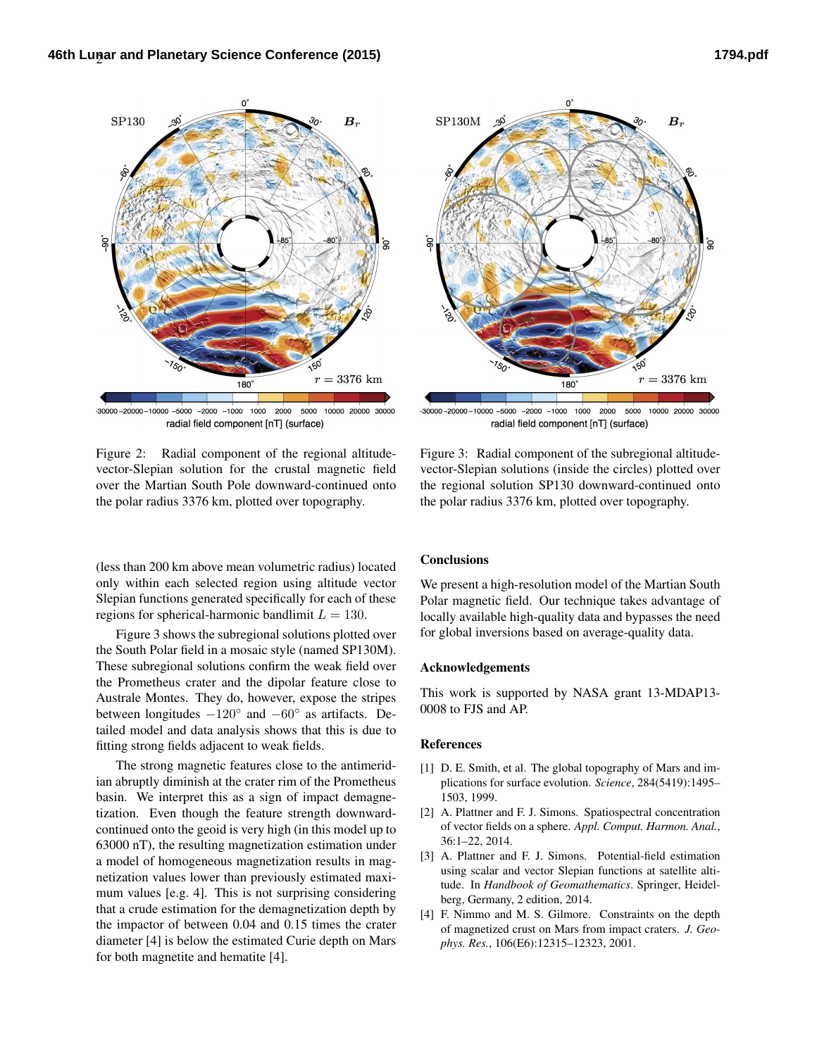SP130

$B_r$

0°

30°

-30°

60°

-60°

90°

-90°

120°

-120°

150°

-150°

180°

-85°

-80°

$r = 3376$ km

-30000 -20000 -10000 -5000 -2000 -1000 1000 2000 5000 10000 20000 30000

radial field component [nT] (surface)

Figure 2: Radial component of the regional altitude-vector-Slepian solution for the crustal magnetic field over the Martian South Pole downward-continued onto the polar radius 3376 km, plotted over topography.

SP130M

$B_r$

0°

30°

-30°

60°

-60°

90°

-90°

120°

-120°

150°

-150°

180°

-85°

-80°

$r = 3376$ km

-30000 -20000 -10000 -5000 -2000 -1000 1000 2000 5000 10000 20000 30000

radial field component [nT] (surface)

Figure 3: Radial component of the subregional altitude-vector-Slepian solutions (inside the circles) plotted over the regional solution SP130 downward-continued onto the polar radius 3376 km, plotted over topography.

(less than 200 km above mean volumetric radius) located only within each selected region using altitude vector Slepian functions generated specifically for each of these regions for spherical-harmonic bandlimit $L = 130$.

Figure 3 shows the subregional solutions plotted over the South Polar field in a mosaic style (named SP130M). These subregional solutions confirm the weak field over the Prometheus crater and the dipolar feature close to Australe Montes. They do, however, expose the stripes between longitudes $-120^\circ$ and $-60^\circ$ as artifacts. Detailed model and data analysis shows that this is due to fitting strong fields adjacent to weak fields.

The strong magnetic features close to the antimeridian abruptly diminish at the crater rim of the Prometheus basin. We interpret this as a sign of impact demagnetization. Even though the feature strength downward-continued onto the geoid is very high (in this model up to 63000 nT), the resulting magnetization estimation under a model of homogeneous magnetization results in magnetization values lower than previously estimated maximum values [e.g. 4]. This is not surprising considering that a crude estimation for the demagnetization depth by the impactor of between 0.04 and 0.15 times the crater diameter [4] is below the estimated Curie depth on Mars for both magnetite and hematite [4].

## Conclusions

We present a high-resolution model of the Martian South Polar magnetic field. Our technique takes advantage of locally available high-quality data and bypasses the need for global inversions based on average-quality data.

## Acknowledgements

This work is supported by NASA grant 13-MDAP13-0008 to FJS and AP.

## References

[1] D. E. Smith, et al. The global topography of Mars and implications for surface evolution. *Science*, 284(5419):1495–1503, 1999.

[2] A. Plattner and F. J. Simons. Spatiospectral concentration of vector fields on a sphere. *Appl. Comput. Harmon. Anal.*, 36:1–22, 2014.

[3] A. Plattner and F. J. Simons. Potential-field estimation using scalar and vector Slepian functions at satellite altitude. In *Handbook of Geomathematics*. Springer, Heidelberg, Germany, 2 edition, 2014.

[4] F. Nimmo and M. S. Gilmore. Constraints on the depth of magnetized crust on Mars from impact craters. *J. Geophys. Res.*, 106(E6):12315–12323, 2001.